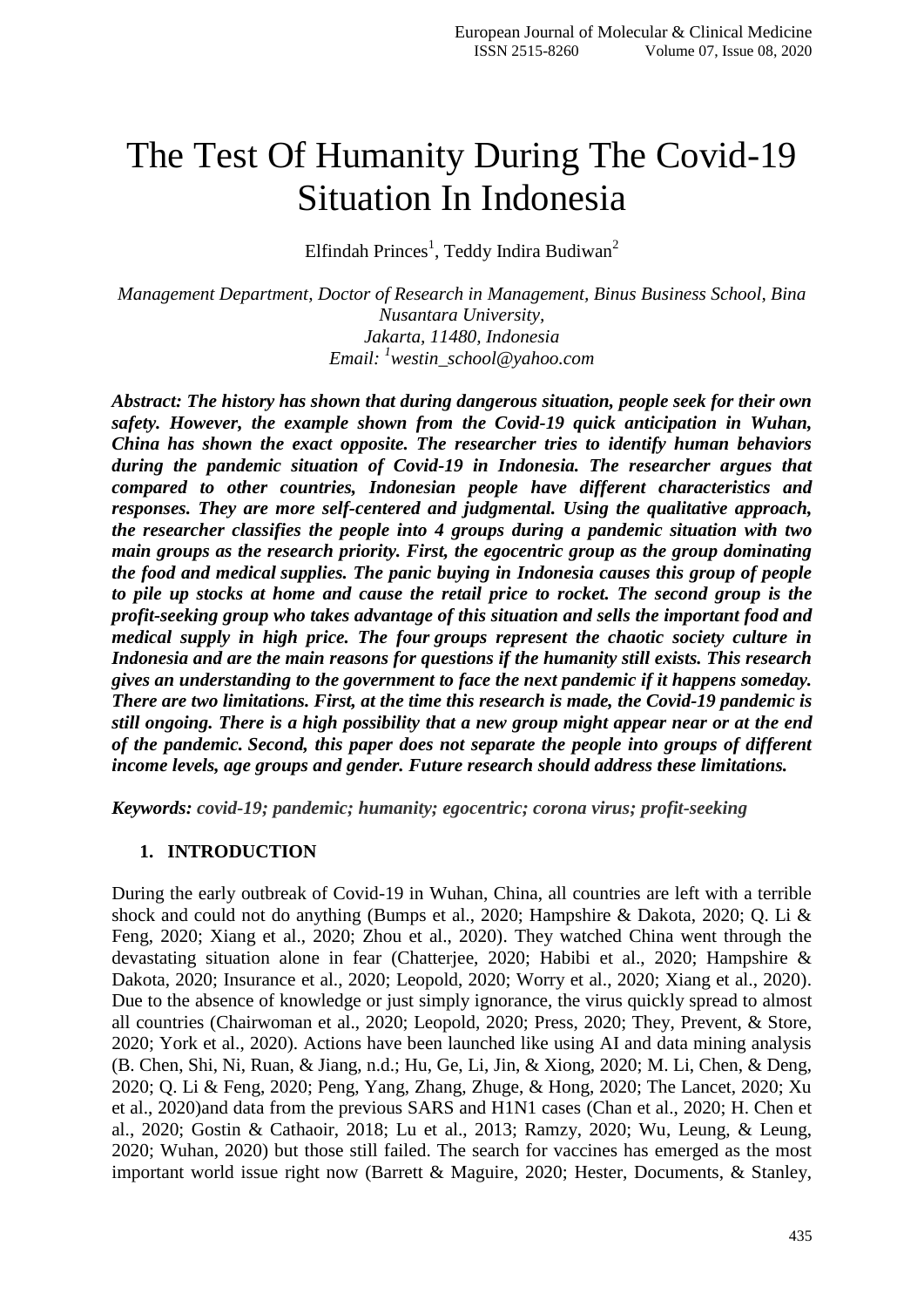# The Test Of Humanity During The Covid-19 Situation In Indonesia

Elfindah Princes[1], Teddy Indira Budiwan[2]

*Management Department, Doctor of Research in Management, Binus Business School, Bina Nusantara University,*
*Jakarta, 11480, Indonesia*
*Email: [1]westin_school@yahoo.com*

***Abstract: The history has shown that during dangerous situation, people seek for their own safety. However, the example shown from the Covid-19 quick anticipation in Wuhan, China has shown the exact opposite. The researcher tries to identify human behaviors during the pandemic situation of Covid-19 in Indonesia. The researcher argues that compared to other countries, Indonesian people have different characteristics and responses. They are more self-centered and judgmental. Using the qualitative approach, the researcher classifies the people into 4 groups during a pandemic situation with two main groups as the research priority. First, the egocentric group as the group dominating the food and medical supplies. The panic buying in Indonesia causes this group of people to pile up stocks at home and cause the retail price to rocket. The second group is the profit-seeking group who takes advantage of this situation and sells the important food and medical supply in high price. The four groups represent the chaotic society culture in Indonesia and are the main reasons for questions if the humanity still exists. This research gives an understanding to the government to face the next pandemic if it happens someday. There are two limitations. First, at the time this research is made, the Covid-19 pandemic is still ongoing. There is a high possibility that a new group might appear near or at the end of the pandemic. Second, this paper does not separate the people into groups of different income levels, age groups and gender. Future research should address these limitations.***

***Keywords:** covid-19; pandemic; humanity; egocentric; corona virus; profit-seeking*

## 1. INTRODUCTION

During the early outbreak of Covid-19 in Wuhan, China, all countries are left with a terrible shock and could not do anything (Bumps et al., 2020; Hampshire & Dakota, 2020; Q. Li & Feng, 2020; Xiang et al., 2020; Zhou et al., 2020). They watched China went through the devastating situation alone in fear (Chatterjee, 2020; Habibi et al., 2020; Hampshire & Dakota, 2020; Insurance et al., 2020; Leopold, 2020; Worry et al., 2020; Xiang et al., 2020). Due to the absence of knowledge or just simply ignorance, the virus quickly spread to almost all countries (Chairwoman et al., 2020; Leopold, 2020; Press, 2020; They, Prevent, & Store, 2020; York et al., 2020). Actions have been launched like using AI and data mining analysis (B. Chen, Shi, Ni, Ruan, & Jiang, n.d.; Hu, Ge, Li, Jin, & Xiong, 2020; M. Li, Chen, & Deng, 2020; Q. Li & Feng, 2020; Peng, Yang, Zhang, Zhuge, & Hong, 2020; The Lancet, 2020; Xu et al., 2020)and data from the previous SARS and H1N1 cases (Chan et al., 2020; H. Chen et al., 2020; Gostin & Cathaoir, 2018; Lu et al., 2013; Ramzy, 2020; Wu, Leung, & Leung, 2020; Wuhan, 2020) but those still failed. The search for vaccines has emerged as the most important world issue right now (Barrett & Maguire, 2020; Hester, Documents, & Stanley,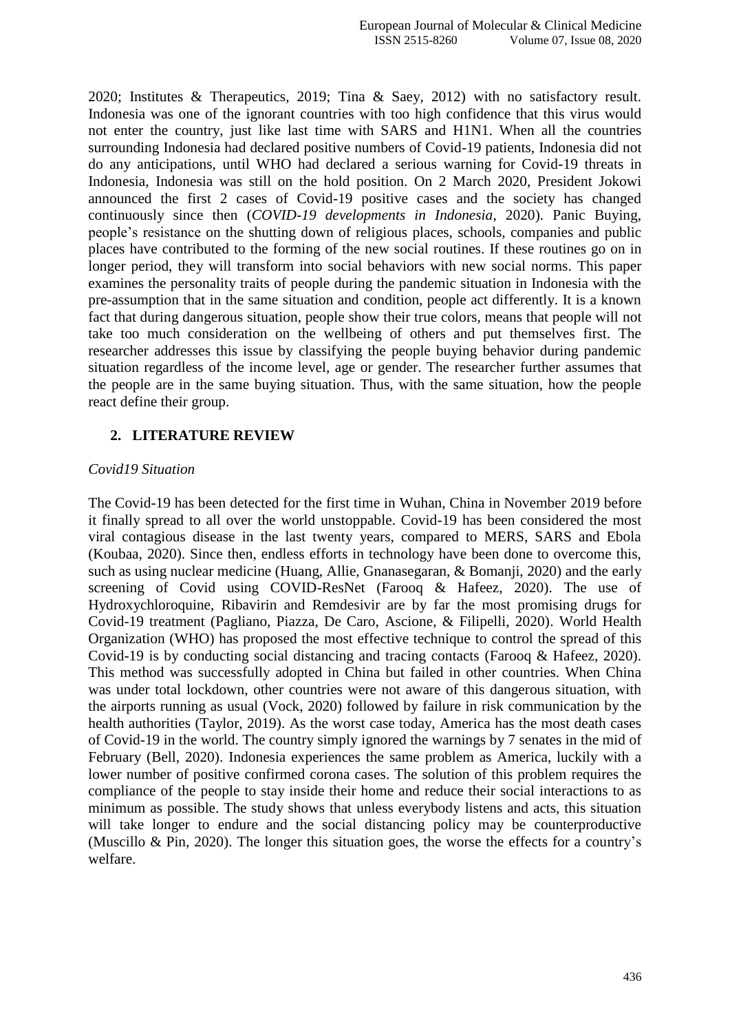2020; Institutes & Therapeutics, 2019; Tina & Saey, 2012) with no satisfactory result. Indonesia was one of the ignorant countries with too high confidence that this virus would not enter the country, just like last time with SARS and H1N1. When all the countries surrounding Indonesia had declared positive numbers of Covid-19 patients, Indonesia did not do any anticipations, until WHO had declared a serious warning for Covid-19 threats in Indonesia, Indonesia was still on the hold position. On 2 March 2020, President Jokowi announced the first 2 cases of Covid-19 positive cases and the society has changed continuously since then (*COVID-19 developments in Indonesia*, 2020). Panic Buying, people's resistance on the shutting down of religious places, schools, companies and public places have contributed to the forming of the new social routines. If these routines go on in longer period, they will transform into social behaviors with new social norms. This paper examines the personality traits of people during the pandemic situation in Indonesia with the pre-assumption that in the same situation and condition, people act differently. It is a known fact that during dangerous situation, people show their true colors, means that people will not take too much consideration on the wellbeing of others and put themselves first. The researcher addresses this issue by classifying the people buying behavior during pandemic situation regardless of the income level, age or gender. The researcher further assumes that the people are in the same buying situation. Thus, with the same situation, how the people react define their group.

## 2. LITERATURE REVIEW

*Covid19 Situation*

The Covid-19 has been detected for the first time in Wuhan, China in November 2019 before it finally spread to all over the world unstoppable. Covid-19 has been considered the most viral contagious disease in the last twenty years, compared to MERS, SARS and Ebola (Koubaa, 2020). Since then, endless efforts in technology have been done to overcome this, such as using nuclear medicine (Huang, Allie, Gnanasegaran, & Bomanji, 2020) and the early screening of Covid using COVID-ResNet (Farooq & Hafeez, 2020). The use of Hydroxychloroquine, Ribavirin and Remdesivir are by far the most promising drugs for Covid-19 treatment (Pagliano, Piazza, De Caro, Ascione, & Filipelli, 2020). World Health Organization (WHO) has proposed the most effective technique to control the spread of this Covid-19 is by conducting social distancing and tracing contacts (Farooq & Hafeez, 2020). This method was successfully adopted in China but failed in other countries. When China was under total lockdown, other countries were not aware of this dangerous situation, with the airports running as usual (Vock, 2020) followed by failure in risk communication by the health authorities (Taylor, 2019). As the worst case today, America has the most death cases of Covid-19 in the world. The country simply ignored the warnings by 7 senates in the mid of February (Bell, 2020). Indonesia experiences the same problem as America, luckily with a lower number of positive confirmed corona cases. The solution of this problem requires the compliance of the people to stay inside their home and reduce their social interactions to as minimum as possible. The study shows that unless everybody listens and acts, this situation will take longer to endure and the social distancing policy may be counterproductive (Muscillo & Pin, 2020). The longer this situation goes, the worse the effects for a country's welfare.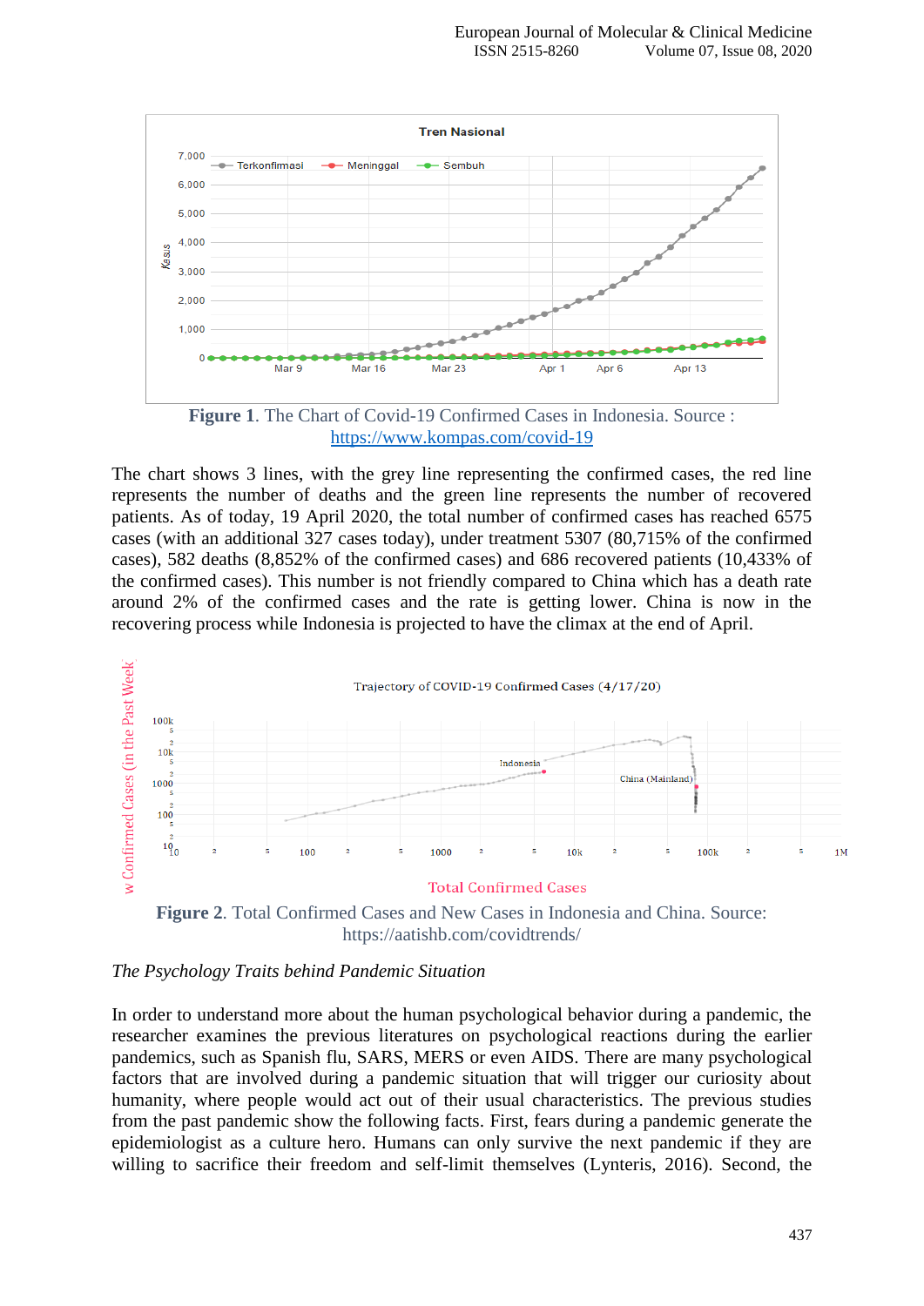**Figure 1**. The Chart of Covid-19 Confirmed Cases in Indonesia. Source : https://www.kompas.com/covid-19

The chart shows 3 lines, with the grey line representing the confirmed cases, the red line represents the number of deaths and the green line represents the number of recovered patients. As of today, 19 April 2020, the total number of confirmed cases has reached 6575 cases (with an additional 327 cases today), under treatment 5307 (80,715% of the confirmed cases), 582 deaths (8,852% of the confirmed cases) and 686 recovered patients (10,433% of the confirmed cases). This number is not friendly compared to China which has a death rate around 2% of the confirmed cases and the rate is getting lower. China is now in the recovering process while Indonesia is projected to have the climax at the end of April.

**Figure 2**. Total Confirmed Cases and New Cases in Indonesia and China. Source: https://aatishb.com/covidtrends/

*The Psychology Traits behind Pandemic Situation*

In order to understand more about the human psychological behavior during a pandemic, the researcher examines the previous literatures on psychological reactions during the earlier pandemics, such as Spanish flu, SARS, MERS or even AIDS. There are many psychological factors that are involved during a pandemic situation that will trigger our curiosity about humanity, where people would act out of their usual characteristics. The previous studies from the past pandemic show the following facts. First, fears during a pandemic generate the epidemiologist as a culture hero. Humans can only survive the next pandemic if they are willing to sacrifice their freedom and self-limit themselves (Lynteris, 2016). Second, the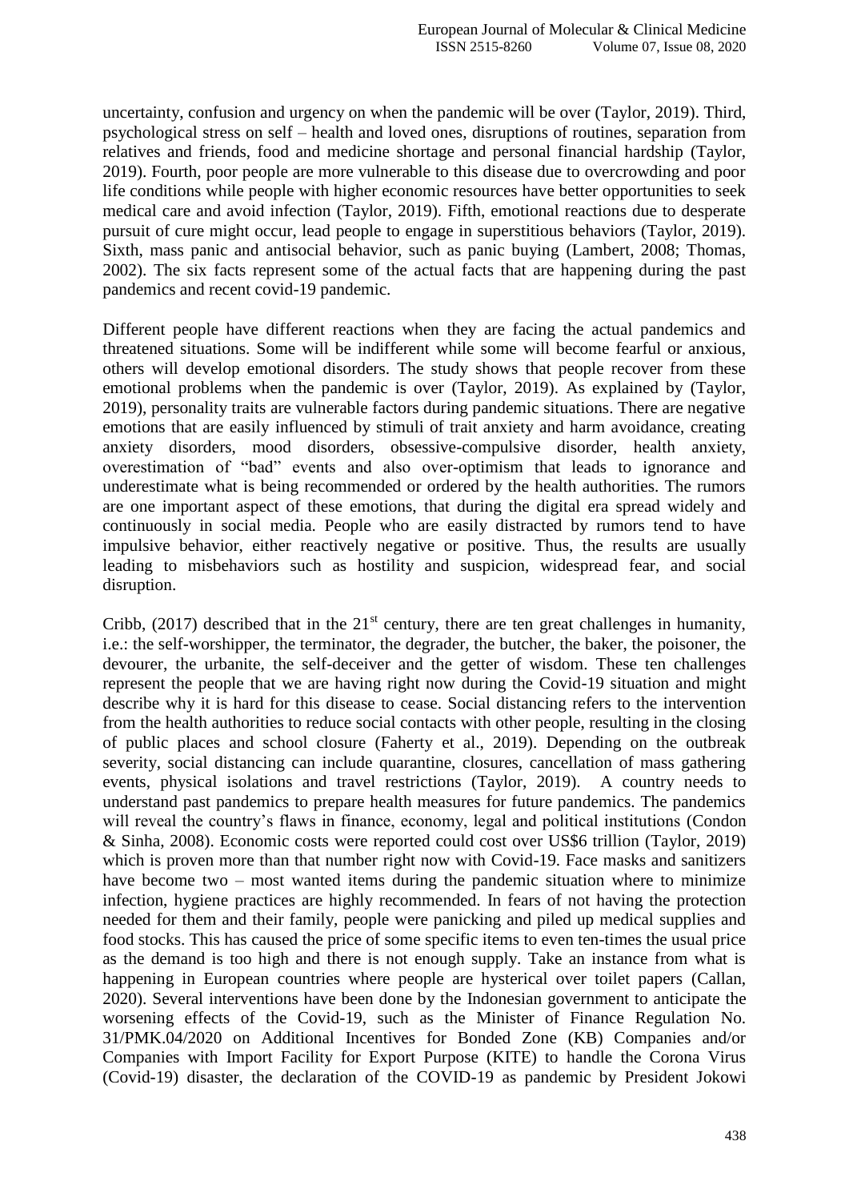uncertainty, confusion and urgency on when the pandemic will be over (Taylor, 2019). Third, psychological stress on self – health and loved ones, disruptions of routines, separation from relatives and friends, food and medicine shortage and personal financial hardship (Taylor, 2019). Fourth, poor people are more vulnerable to this disease due to overcrowding and poor life conditions while people with higher economic resources have better opportunities to seek medical care and avoid infection (Taylor, 2019). Fifth, emotional reactions due to desperate pursuit of cure might occur, lead people to engage in superstitious behaviors (Taylor, 2019). Sixth, mass panic and antisocial behavior, such as panic buying (Lambert, 2008; Thomas, 2002). The six facts represent some of the actual facts that are happening during the past pandemics and recent covid-19 pandemic.

Different people have different reactions when they are facing the actual pandemics and threatened situations. Some will be indifferent while some will become fearful or anxious, others will develop emotional disorders. The study shows that people recover from these emotional problems when the pandemic is over (Taylor, 2019). As explained by (Taylor, 2019), personality traits are vulnerable factors during pandemic situations. There are negative emotions that are easily influenced by stimuli of trait anxiety and harm avoidance, creating anxiety disorders, mood disorders, obsessive-compulsive disorder, health anxiety, overestimation of "bad" events and also over-optimism that leads to ignorance and underestimate what is being recommended or ordered by the health authorities. The rumors are one important aspect of these emotions, that during the digital era spread widely and continuously in social media. People who are easily distracted by rumors tend to have impulsive behavior, either reactively negative or positive. Thus, the results are usually leading to misbehaviors such as hostility and suspicion, widespread fear, and social disruption.

Cribb, (2017) described that in the 21st century, there are ten great challenges in humanity, i.e.: the self-worshipper, the terminator, the degrader, the butcher, the baker, the poisoner, the devourer, the urbanite, the self-deceiver and the getter of wisdom. These ten challenges represent the people that we are having right now during the Covid-19 situation and might describe why it is hard for this disease to cease. Social distancing refers to the intervention from the health authorities to reduce social contacts with other people, resulting in the closing of public places and school closure (Faherty et al., 2019). Depending on the outbreak severity, social distancing can include quarantine, closures, cancellation of mass gathering events, physical isolations and travel restrictions (Taylor, 2019). A country needs to understand past pandemics to prepare health measures for future pandemics. The pandemics will reveal the country's flaws in finance, economy, legal and political institutions (Condon & Sinha, 2008). Economic costs were reported could cost over US$6 trillion (Taylor, 2019) which is proven more than that number right now with Covid-19. Face masks and sanitizers have become two – most wanted items during the pandemic situation where to minimize infection, hygiene practices are highly recommended. In fears of not having the protection needed for them and their family, people were panicking and piled up medical supplies and food stocks. This has caused the price of some specific items to even ten-times the usual price as the demand is too high and there is not enough supply. Take an instance from what is happening in European countries where people are hysterical over toilet papers (Callan, 2020). Several interventions have been done by the Indonesian government to anticipate the worsening effects of the Covid-19, such as the Minister of Finance Regulation No. 31/PMK.04/2020 on Additional Incentives for Bonded Zone (KB) Companies and/or Companies with Import Facility for Export Purpose (KITE) to handle the Corona Virus (Covid-19) disaster, the declaration of the COVID-19 as pandemic by President Jokowi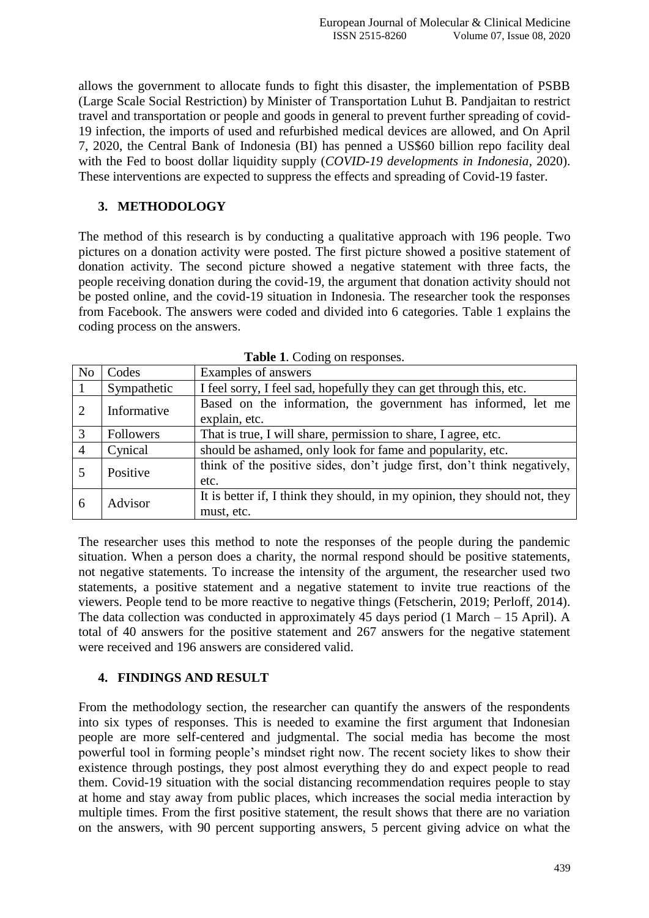allows the government to allocate funds to fight this disaster, the implementation of PSBB (Large Scale Social Restriction) by Minister of Transportation Luhut B. Pandjaitan to restrict travel and transportation or people and goods in general to prevent further spreading of covid-19 infection, the imports of used and refurbished medical devices are allowed, and On April 7, 2020, the Central Bank of Indonesia (BI) has penned a US$60 billion repo facility deal with the Fed to boost dollar liquidity supply (*COVID-19 developments in Indonesia*, 2020). These interventions are expected to suppress the effects and spreading of Covid-19 faster.

## 3. METHODOLOGY

The method of this research is by conducting a qualitative approach with 196 people. Two pictures on a donation activity were posted. The first picture showed a positive statement of donation activity. The second picture showed a negative statement with three facts, the people receiving donation during the covid-19, the argument that donation activity should not be posted online, and the covid-19 situation in Indonesia. The researcher took the responses from Facebook. The answers were coded and divided into 6 categories. Table 1 explains the coding process on the answers.

**Table 1**. Coding on responses.

| No | Codes | Examples of answers |
|---|---|---|
| 1 | Sympathetic | I feel sorry, I feel sad, hopefully they can get through this, etc. |
| 2 | Informative | Based on the information, the government has informed, let me explain, etc. |
| 3 | Followers | That is true, I will share, permission to share, I agree, etc. |
| 4 | Cynical | should be ashamed, only look for fame and popularity, etc. |
| 5 | Positive | think of the positive sides, don't judge first, don't think negatively, etc. |
| 6 | Advisor | It is better if, I think they should, in my opinion, they should not, they must, etc. |

The researcher uses this method to note the responses of the people during the pandemic situation. When a person does a charity, the normal respond should be positive statements, not negative statements. To increase the intensity of the argument, the researcher used two statements, a positive statement and a negative statement to invite true reactions of the viewers. People tend to be more reactive to negative things (Fetscherin, 2019; Perloff, 2014). The data collection was conducted in approximately 45 days period (1 March – 15 April). A total of 40 answers for the positive statement and 267 answers for the negative statement were received and 196 answers are considered valid.

## 4. FINDINGS AND RESULT

From the methodology section, the researcher can quantify the answers of the respondents into six types of responses. This is needed to examine the first argument that Indonesian people are more self-centered and judgmental. The social media has become the most powerful tool in forming people's mindset right now. The recent society likes to show their existence through postings, they post almost everything they do and expect people to read them. Covid-19 situation with the social distancing recommendation requires people to stay at home and stay away from public places, which increases the social media interaction by multiple times. From the first positive statement, the result shows that there are no variation on the answers, with 90 percent supporting answers, 5 percent giving advice on what the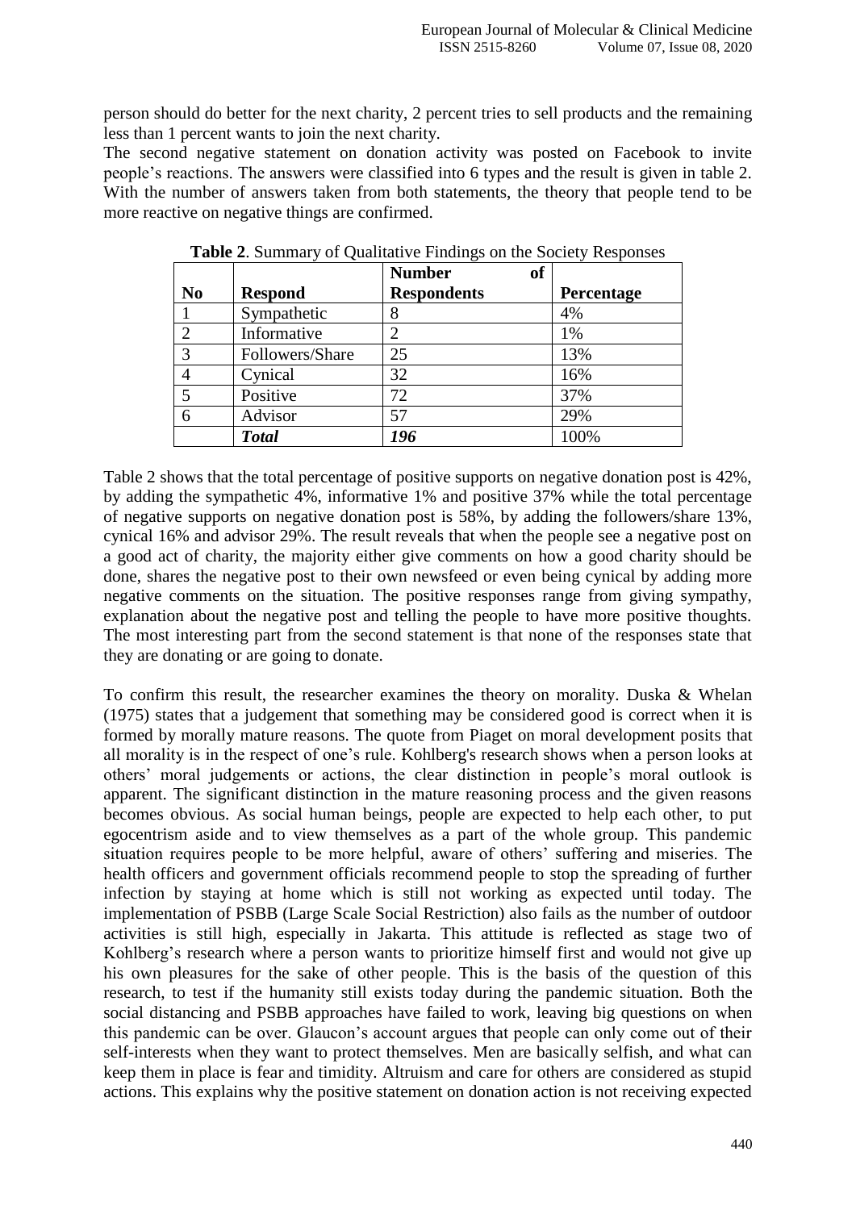person should do better for the next charity, 2 percent tries to sell products and the remaining less than 1 percent wants to join the next charity.

The second negative statement on donation activity was posted on Facebook to invite people's reactions. The answers were classified into 6 types and the result is given in table 2. With the number of answers taken from both statements, the theory that people tend to be more reactive on negative things are confirmed.

**Table 2**. Summary of Qualitative Findings on the Society Responses

| No | Respond | Number of Respondents | Percentage |
|---|---|---|---|
| 1 | Sympathetic | 8 | 4% |
| 2 | Informative | 2 | 1% |
| 3 | Followers/Share | 25 | 13% |
| 4 | Cynical | 32 | 16% |
| 5 | Positive | 72 | 37% |
| 6 | Advisor | 57 | 29% |
| | ***Total*** | ***196*** | 100% |

Table 2 shows that the total percentage of positive supports on negative donation post is 42%, by adding the sympathetic 4%, informative 1% and positive 37% while the total percentage of negative supports on negative donation post is 58%, by adding the followers/share 13%, cynical 16% and advisor 29%. The result reveals that when the people see a negative post on a good act of charity, the majority either give comments on how a good charity should be done, shares the negative post to their own newsfeed or even being cynical by adding more negative comments on the situation. The positive responses range from giving sympathy, explanation about the negative post and telling the people to have more positive thoughts. The most interesting part from the second statement is that none of the responses state that they are donating or are going to donate.

To confirm this result, the researcher examines the theory on morality. Duska & Whelan (1975) states that a judgement that something may be considered good is correct when it is formed by morally mature reasons. The quote from Piaget on moral development posits that all morality is in the respect of one's rule. Kohlberg's research shows when a person looks at others' moral judgements or actions, the clear distinction in people's moral outlook is apparent. The significant distinction in the mature reasoning process and the given reasons becomes obvious. As social human beings, people are expected to help each other, to put egocentrism aside and to view themselves as a part of the whole group. This pandemic situation requires people to be more helpful, aware of others' suffering and miseries. The health officers and government officials recommend people to stop the spreading of further infection by staying at home which is still not working as expected until today. The implementation of PSBB (Large Scale Social Restriction) also fails as the number of outdoor activities is still high, especially in Jakarta. This attitude is reflected as stage two of Kohlberg's research where a person wants to prioritize himself first and would not give up his own pleasures for the sake of other people. This is the basis of the question of this research, to test if the humanity still exists today during the pandemic situation. Both the social distancing and PSBB approaches have failed to work, leaving big questions on when this pandemic can be over. Glaucon's account argues that people can only come out of their self-interests when they want to protect themselves. Men are basically selfish, and what can keep them in place is fear and timidity. Altruism and care for others are considered as stupid actions. This explains why the positive statement on donation action is not receiving expected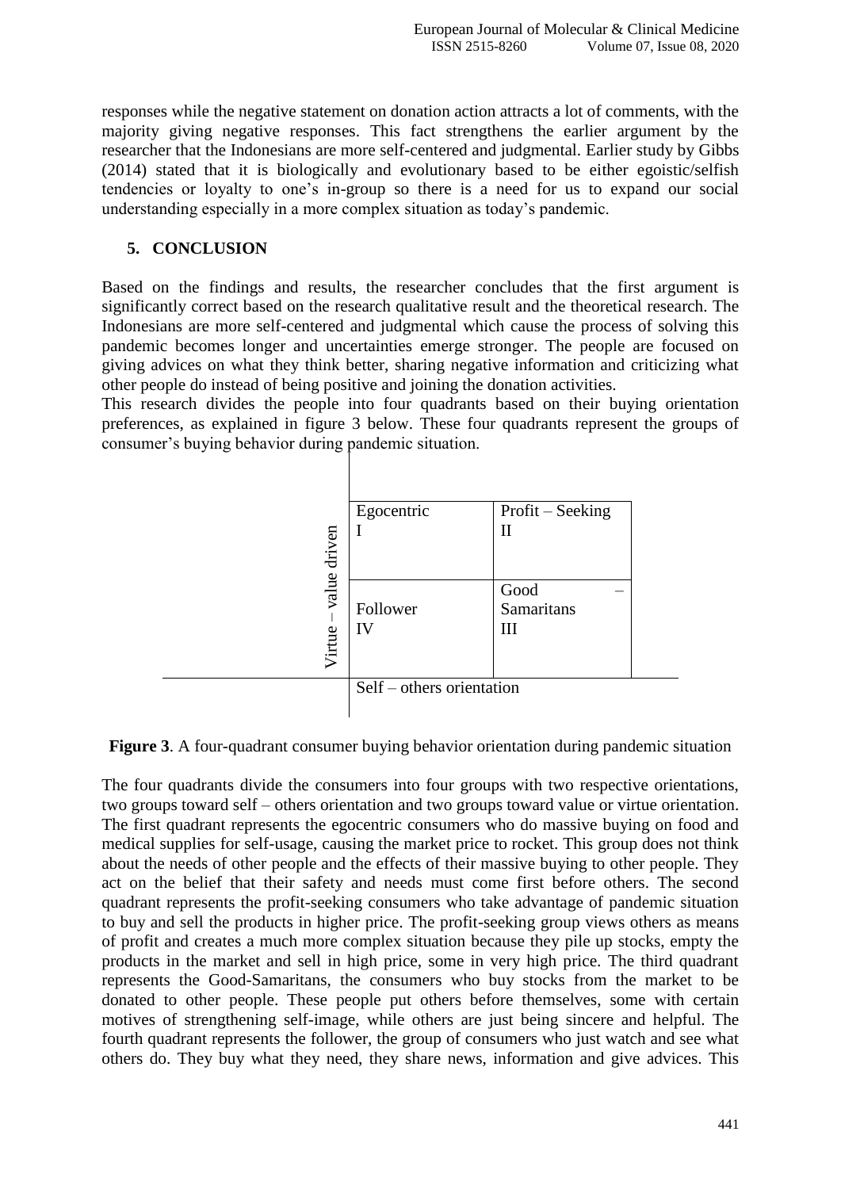responses while the negative statement on donation action attracts a lot of comments, with the majority giving negative responses. This fact strengthens the earlier argument by the researcher that the Indonesians are more self-centered and judgmental. Earlier study by Gibbs (2014) stated that it is biologically and evolutionary based to be either egoistic/selfish tendencies or loyalty to one's in-group so there is a need for us to expand our social understanding especially in a more complex situation as today's pandemic.

## 5. CONCLUSION

Based on the findings and results, the researcher concludes that the first argument is significantly correct based on the research qualitative result and the theoretical research. The Indonesians are more self-centered and judgmental which cause the process of solving this pandemic becomes longer and uncertainties emerge stronger. The people are focused on giving advices on what they think better, sharing negative information and criticizing what other people do instead of being positive and joining the donation activities.

This research divides the people into four quadrants based on their buying orientation preferences, as explained in figure 3 below. These four quadrants represent the groups of consumer's buying behavior during pandemic situation.

| Virtue – value driven | | |
|---|---|---|
| | Egocentric<br>I | Profit – Seeking<br>II |
| | Follower<br>IV | Good – Samaritans<br>III |
| | Self – others orientation | |

**Figure 3**. A four-quadrant consumer buying behavior orientation during pandemic situation

The four quadrants divide the consumers into four groups with two respective orientations, two groups toward self – others orientation and two groups toward value or virtue orientation. The first quadrant represents the egocentric consumers who do massive buying on food and medical supplies for self-usage, causing the market price to rocket. This group does not think about the needs of other people and the effects of their massive buying to other people. They act on the belief that their safety and needs must come first before others. The second quadrant represents the profit-seeking consumers who take advantage of pandemic situation to buy and sell the products in higher price. The profit-seeking group views others as means of profit and creates a much more complex situation because they pile up stocks, empty the products in the market and sell in high price, some in very high price. The third quadrant represents the Good-Samaritans, the consumers who buy stocks from the market to be donated to other people. These people put others before themselves, some with certain motives of strengthening self-image, while others are just being sincere and helpful. The fourth quadrant represents the follower, the group of consumers who just watch and see what others do. They buy what they need, they share news, information and give advices. This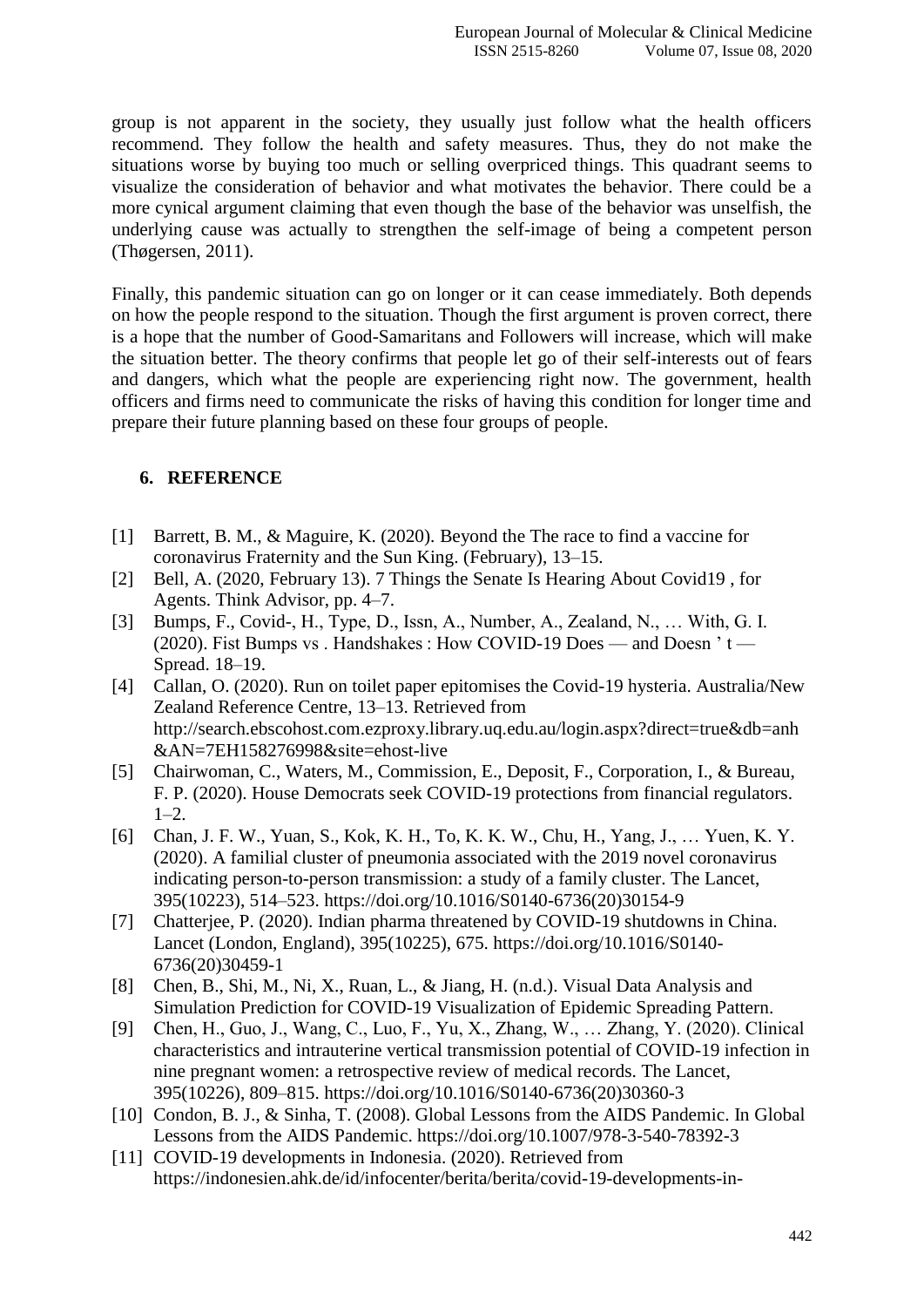group is not apparent in the society, they usually just follow what the health officers recommend. They follow the health and safety measures. Thus, they do not make the situations worse by buying too much or selling overpriced things. This quadrant seems to visualize the consideration of behavior and what motivates the behavior. There could be a more cynical argument claiming that even though the base of the behavior was unselfish, the underlying cause was actually to strengthen the self-image of being a competent person (Thøgersen, 2011).

Finally, this pandemic situation can go on longer or it can cease immediately. Both depends on how the people respond to the situation. Though the first argument is proven correct, there is a hope that the number of Good-Samaritans and Followers will increase, which will make the situation better. The theory confirms that people let go of their self-interests out of fears and dangers, which what the people are experiencing right now. The government, health officers and firms need to communicate the risks of having this condition for longer time and prepare their future planning based on these four groups of people.

## 6. REFERENCE

[1] Barrett, B. M., & Maguire, K. (2020). Beyond the The race to find a vaccine for coronavirus Fraternity and the Sun King. (February), 13–15.

[2] Bell, A. (2020, February 13). 7 Things the Senate Is Hearing About Covid19 , for Agents. Think Advisor, pp. 4–7.

[3] Bumps, F., Covid-, H., Type, D., Issn, A., Number, A., Zealand, N., … With, G. I. (2020). Fist Bumps vs . Handshakes : How COVID-19 Does — and Doesn ' t — Spread. 18–19.

[4] Callan, O. (2020). Run on toilet paper epitomises the Covid-19 hysteria. Australia/New Zealand Reference Centre, 13–13. Retrieved from http://search.ebscohost.com.ezproxy.library.uq.edu.au/login.aspx?direct=true&db=anh&AN=7EH158276998&site=ehost-live

[5] Chairwoman, C., Waters, M., Commission, E., Deposit, F., Corporation, I., & Bureau, F. P. (2020). House Democrats seek COVID-19 protections from financial regulators. 1–2.

[6] Chan, J. F. W., Yuan, S., Kok, K. H., To, K. K. W., Chu, H., Yang, J., … Yuen, K. Y. (2020). A familial cluster of pneumonia associated with the 2019 novel coronavirus indicating person-to-person transmission: a study of a family cluster. The Lancet, 395(10223), 514–523. https://doi.org/10.1016/S0140-6736(20)30154-9

[7] Chatterjee, P. (2020). Indian pharma threatened by COVID-19 shutdowns in China. Lancet (London, England), 395(10225), 675. https://doi.org/10.1016/S0140-6736(20)30459-1

[8] Chen, B., Shi, M., Ni, X., Ruan, L., & Jiang, H. (n.d.). Visual Data Analysis and Simulation Prediction for COVID-19 Visualization of Epidemic Spreading Pattern.

[9] Chen, H., Guo, J., Wang, C., Luo, F., Yu, X., Zhang, W., … Zhang, Y. (2020). Clinical characteristics and intrauterine vertical transmission potential of COVID-19 infection in nine pregnant women: a retrospective review of medical records. The Lancet, 395(10226), 809–815. https://doi.org/10.1016/S0140-6736(20)30360-3

[10] Condon, B. J., & Sinha, T. (2008). Global Lessons from the AIDS Pandemic. In Global Lessons from the AIDS Pandemic. https://doi.org/10.1007/978-3-540-78392-3

[11] COVID-19 developments in Indonesia. (2020). Retrieved from https://indonesien.ahk.de/id/infocenter/berita/berita/covid-19-developments-in-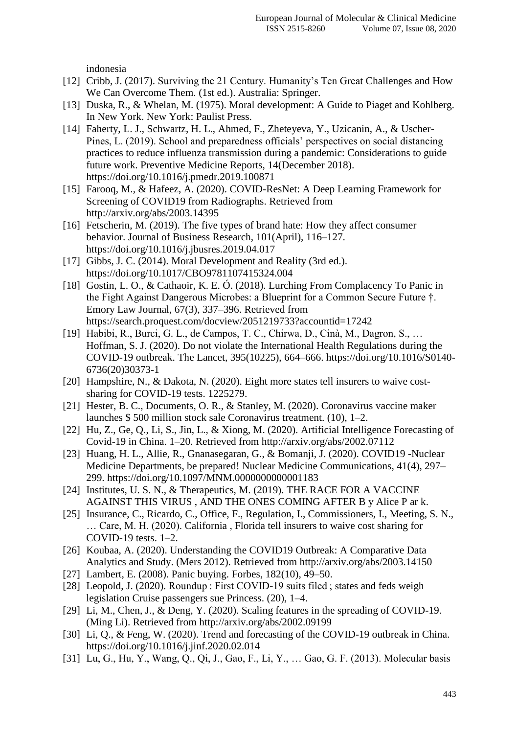indonesia

[12] Cribb, J. (2017). Surviving the 21 Century. Humanity's Ten Great Challenges and How We Can Overcome Them. (1st ed.). Australia: Springer.

[13] Duska, R., & Whelan, M. (1975). Moral development: A Guide to Piaget and Kohlberg. In New York. New York: Paulist Press.

[14] Faherty, L. J., Schwartz, H. L., Ahmed, F., Zheteyeva, Y., Uzicanin, A., & Uscher-Pines, L. (2019). School and preparedness officials' perspectives on social distancing practices to reduce influenza transmission during a pandemic: Considerations to guide future work. Preventive Medicine Reports, 14(December 2018). https://doi.org/10.1016/j.pmedr.2019.100871

[15] Farooq, M., & Hafeez, A. (2020). COVID-ResNet: A Deep Learning Framework for Screening of COVID19 from Radiographs. Retrieved from http://arxiv.org/abs/2003.14395

[16] Fetscherin, M. (2019). The five types of brand hate: How they affect consumer behavior. Journal of Business Research, 101(April), 116–127. https://doi.org/10.1016/j.jbusres.2019.04.017

[17] Gibbs, J. C. (2014). Moral Development and Reality (3rd ed.). https://doi.org/10.1017/CBO9781107415324.004

[18] Gostin, L. O., & Cathaoir, K. E. Ó. (2018). Lurching From Complacency To Panic in the Fight Against Dangerous Microbes: a Blueprint for a Common Secure Future †. Emory Law Journal, 67(3), 337–396. Retrieved from https://search.proquest.com/docview/2051219733?accountid=17242

[19] Habibi, R., Burci, G. L., de Campos, T. C., Chirwa, D., Cinà, M., Dagron, S., … Hoffman, S. J. (2020). Do not violate the International Health Regulations during the COVID-19 outbreak. The Lancet, 395(10225), 664–666. https://doi.org/10.1016/S0140-6736(20)30373-1

[20] Hampshire, N., & Dakota, N. (2020). Eight more states tell insurers to waive cost-sharing for COVID-19 tests. 1225279.

[21] Hester, B. C., Documents, O. R., & Stanley, M. (2020). Coronavirus vaccine maker launches $ 500 million stock sale Coronavirus treatment. (10), 1–2.

[22] Hu, Z., Ge, Q., Li, S., Jin, L., & Xiong, M. (2020). Artificial Intelligence Forecasting of Covid-19 in China. 1–20. Retrieved from http://arxiv.org/abs/2002.07112

[23] Huang, H. L., Allie, R., Gnanasegaran, G., & Bomanji, J. (2020). COVID19 -Nuclear Medicine Departments, be prepared! Nuclear Medicine Communications, 41(4), 297–299. https://doi.org/10.1097/MNM.0000000000001183

[24] Institutes, U. S. N., & Therapeutics, M. (2019). THE RACE FOR A VACCINE AGAINST THIS VIRUS , AND THE ONES COMING AFTER B y Alice P ar k.

[25] Insurance, C., Ricardo, C., Office, F., Regulation, I., Commissioners, I., Meeting, S. N., … Care, M. H. (2020). California , Florida tell insurers to waive cost sharing for COVID-19 tests. 1–2.

[26] Koubaa, A. (2020). Understanding the COVID19 Outbreak: A Comparative Data Analytics and Study. (Mers 2012). Retrieved from http://arxiv.org/abs/2003.14150

[27] Lambert, E. (2008). Panic buying. Forbes, 182(10), 49–50.

[28] Leopold, J. (2020). Roundup : First COVID-19 suits filed ; states and feds weigh legislation Cruise passengers sue Princess. (20), 1–4.

[29] Li, M., Chen, J., & Deng, Y. (2020). Scaling features in the spreading of COVID-19. (Ming Li). Retrieved from http://arxiv.org/abs/2002.09199

[30] Li, Q., & Feng, W. (2020). Trend and forecasting of the COVID-19 outbreak in China. https://doi.org/10.1016/j.jinf.2020.02.014

[31] Lu, G., Hu, Y., Wang, Q., Qi, J., Gao, F., Li, Y., … Gao, G. F. (2013). Molecular basis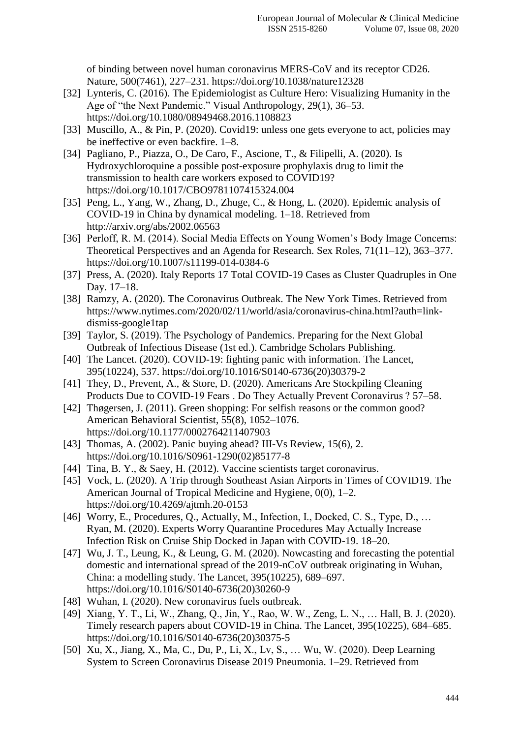of binding between novel human coronavirus MERS-CoV and its receptor CD26. Nature, 500(7461), 227–231. https://doi.org/10.1038/nature12328

[32] Lynteris, C. (2016). The Epidemiologist as Culture Hero: Visualizing Humanity in the Age of "the Next Pandemic." Visual Anthropology, 29(1), 36–53. https://doi.org/10.1080/08949468.2016.1108823

[33] Muscillo, A., & Pin, P. (2020). Covid19: unless one gets everyone to act, policies may be ineffective or even backfire. 1–8.

[34] Pagliano, P., Piazza, O., De Caro, F., Ascione, T., & Filipelli, A. (2020). Is Hydroxychloroquine a possible post-exposure prophylaxis drug to limit the transmission to health care workers exposed to COVID19? https://doi.org/10.1017/CBO9781107415324.004

[35] Peng, L., Yang, W., Zhang, D., Zhuge, C., & Hong, L. (2020). Epidemic analysis of COVID-19 in China by dynamical modeling. 1–18. Retrieved from http://arxiv.org/abs/2002.06563

[36] Perloff, R. M. (2014). Social Media Effects on Young Women's Body Image Concerns: Theoretical Perspectives and an Agenda for Research. Sex Roles, 71(11–12), 363–377. https://doi.org/10.1007/s11199-014-0384-6

[37] Press, A. (2020). Italy Reports 17 Total COVID-19 Cases as Cluster Quadruples in One Day. 17–18.

[38] Ramzy, A. (2020). The Coronavirus Outbreak. The New York Times. Retrieved from https://www.nytimes.com/2020/02/11/world/asia/coronavirus-china.html?auth=link-dismiss-google1tap

[39] Taylor, S. (2019). The Psychology of Pandemics. Preparing for the Next Global Outbreak of Infectious Disease (1st ed.). Cambridge Scholars Publishing.

[40] The Lancet. (2020). COVID-19: fighting panic with information. The Lancet, 395(10224), 537. https://doi.org/10.1016/S0140-6736(20)30379-2

[41] They, D., Prevent, A., & Store, D. (2020). Americans Are Stockpiling Cleaning Products Due to COVID-19 Fears . Do They Actually Prevent Coronavirus ? 57–58.

[42] Thøgersen, J. (2011). Green shopping: For selfish reasons or the common good? American Behavioral Scientist, 55(8), 1052–1076. https://doi.org/10.1177/0002764211407903

[43] Thomas, A. (2002). Panic buying ahead? III-Vs Review, 15(6), 2. https://doi.org/10.1016/S0961-1290(02)85177-8

[44] Tina, B. Y., & Saey, H. (2012). Vaccine scientists target coronavirus.

[45] Vock, L. (2020). A Trip through Southeast Asian Airports in Times of COVID19. The American Journal of Tropical Medicine and Hygiene, 0(0), 1–2. https://doi.org/10.4269/ajtmh.20-0153

[46] Worry, E., Procedures, Q., Actually, M., Infection, I., Docked, C. S., Type, D., … Ryan, M. (2020). Experts Worry Quarantine Procedures May Actually Increase Infection Risk on Cruise Ship Docked in Japan with COVID-19. 18–20.

[47] Wu, J. T., Leung, K., & Leung, G. M. (2020). Nowcasting and forecasting the potential domestic and international spread of the 2019-nCoV outbreak originating in Wuhan, China: a modelling study. The Lancet, 395(10225), 689–697. https://doi.org/10.1016/S0140-6736(20)30260-9

[48] Wuhan, I. (2020). New coronavirus fuels outbreak.

[49] Xiang, Y. T., Li, W., Zhang, Q., Jin, Y., Rao, W. W., Zeng, L. N., … Hall, B. J. (2020). Timely research papers about COVID-19 in China. The Lancet, 395(10225), 684–685. https://doi.org/10.1016/S0140-6736(20)30375-5

[50] Xu, X., Jiang, X., Ma, C., Du, P., Li, X., Lv, S., … Wu, W. (2020). Deep Learning System to Screen Coronavirus Disease 2019 Pneumonia. 1–29. Retrieved from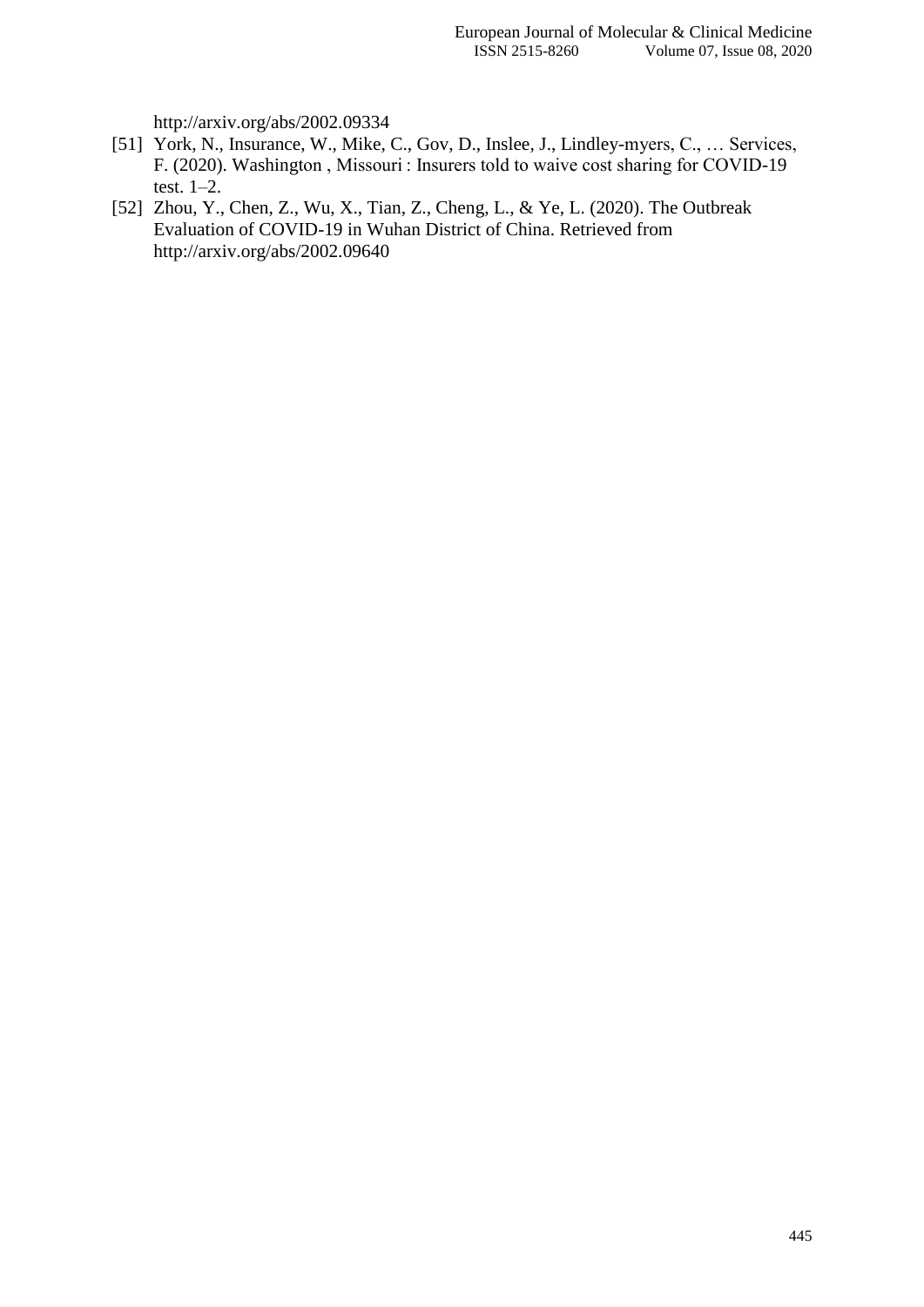http://arxiv.org/abs/2002.09334

[51] York, N., Insurance, W., Mike, C., Gov, D., Inslee, J., Lindley-myers, C., … Services, F. (2020). Washington , Missouri : Insurers told to waive cost sharing for COVID-19 test. 1–2.

[52] Zhou, Y., Chen, Z., Wu, X., Tian, Z., Cheng, L., & Ye, L. (2020). The Outbreak Evaluation of COVID-19 in Wuhan District of China. Retrieved from http://arxiv.org/abs/2002.09640